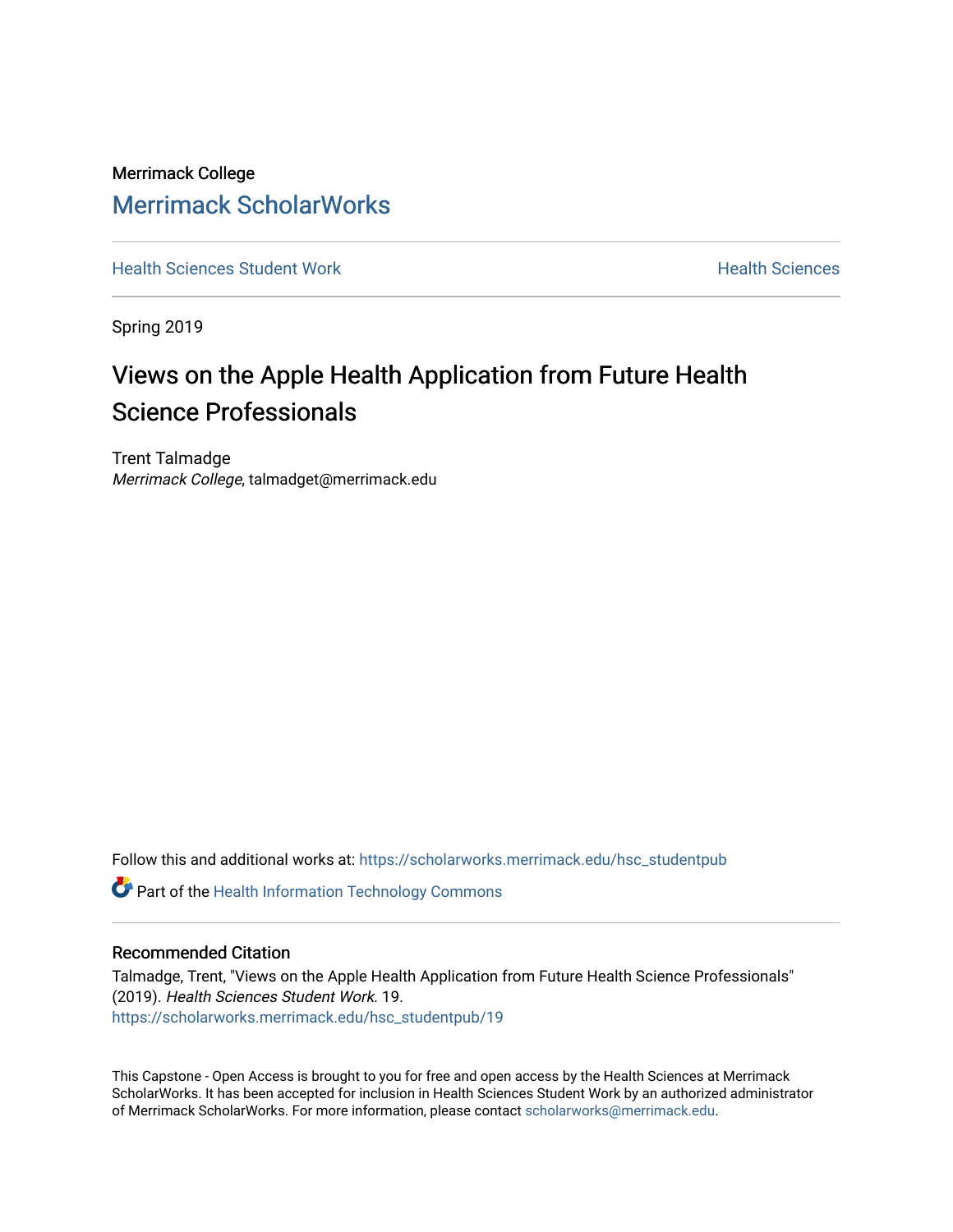Merrimack College

Merrimack ScholarWorks

Health Sciences Student Work

Health Sciences

Spring 2019

# Views on the Apple Health Application from Future Health Science Professionals

Trent Talmadge
*Merrimack College*, talmadget@merrimack.edu

Follow this and additional works at: https://scholarworks.merrimack.edu/hsc_studentpub

Part of the Health Information Technology Commons

## Recommended Citation

Talmadge, Trent, "Views on the Apple Health Application from Future Health Science Professionals" (2019). *Health Sciences Student Work*. 19.
https://scholarworks.merrimack.edu/hsc_studentpub/19

This Capstone - Open Access is brought to you for free and open access by the Health Sciences at Merrimack ScholarWorks. It has been accepted for inclusion in Health Sciences Student Work by an authorized administrator of Merrimack ScholarWorks. For more information, please contact scholarworks@merrimack.edu.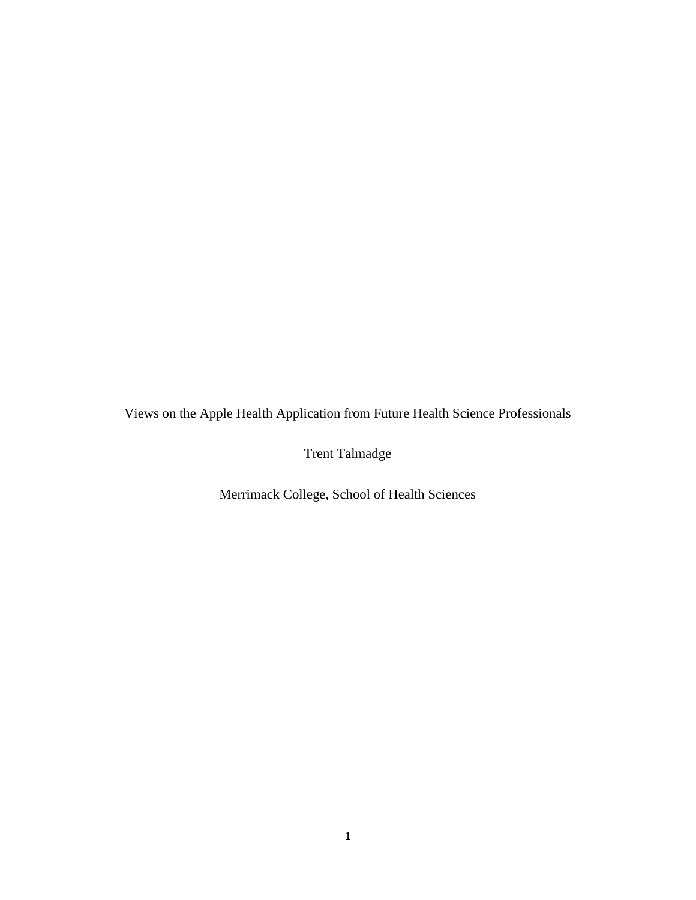Views on the Apple Health Application from Future Health Science Professionals

Trent Talmadge

Merrimack College, School of Health Sciences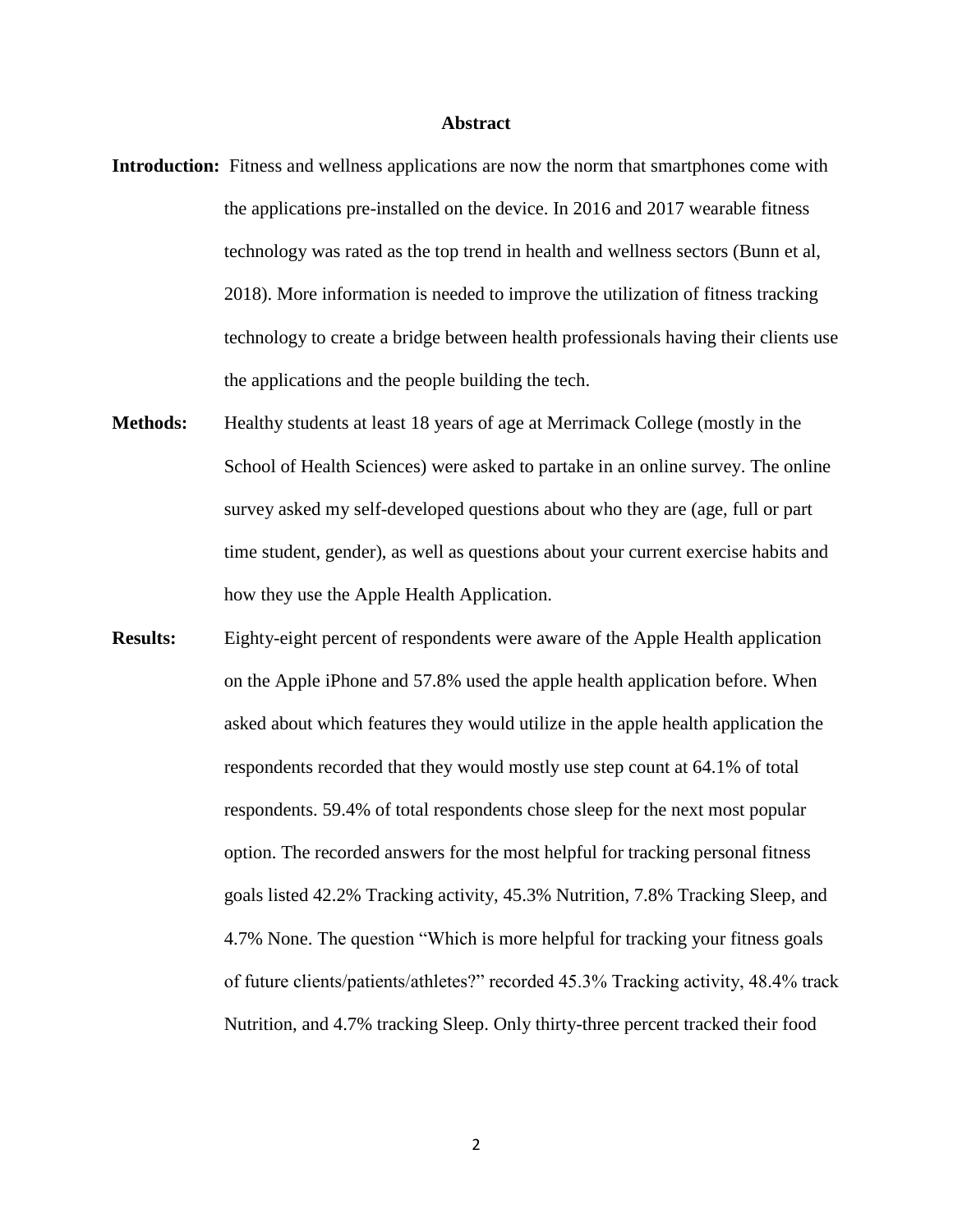## Abstract

**Introduction:** Fitness and wellness applications are now the norm that smartphones come with the applications pre-installed on the device. In 2016 and 2017 wearable fitness technology was rated as the top trend in health and wellness sectors (Bunn et al, 2018). More information is needed to improve the utilization of fitness tracking technology to create a bridge between health professionals having their clients use the applications and the people building the tech.

**Methods:** Healthy students at least 18 years of age at Merrimack College (mostly in the School of Health Sciences) were asked to partake in an online survey. The online survey asked my self-developed questions about who they are (age, full or part time student, gender), as well as questions about your current exercise habits and how they use the Apple Health Application.

**Results:** Eighty-eight percent of respondents were aware of the Apple Health application on the Apple iPhone and 57.8% used the apple health application before. When asked about which features they would utilize in the apple health application the respondents recorded that they would mostly use step count at 64.1% of total respondents. 59.4% of total respondents chose sleep for the next most popular option. The recorded answers for the most helpful for tracking personal fitness goals listed 42.2% Tracking activity, 45.3% Nutrition, 7.8% Tracking Sleep, and 4.7% None. The question "Which is more helpful for tracking your fitness goals of future clients/patients/athletes?" recorded 45.3% Tracking activity, 48.4% track Nutrition, and 4.7% tracking Sleep. Only thirty-three percent tracked their food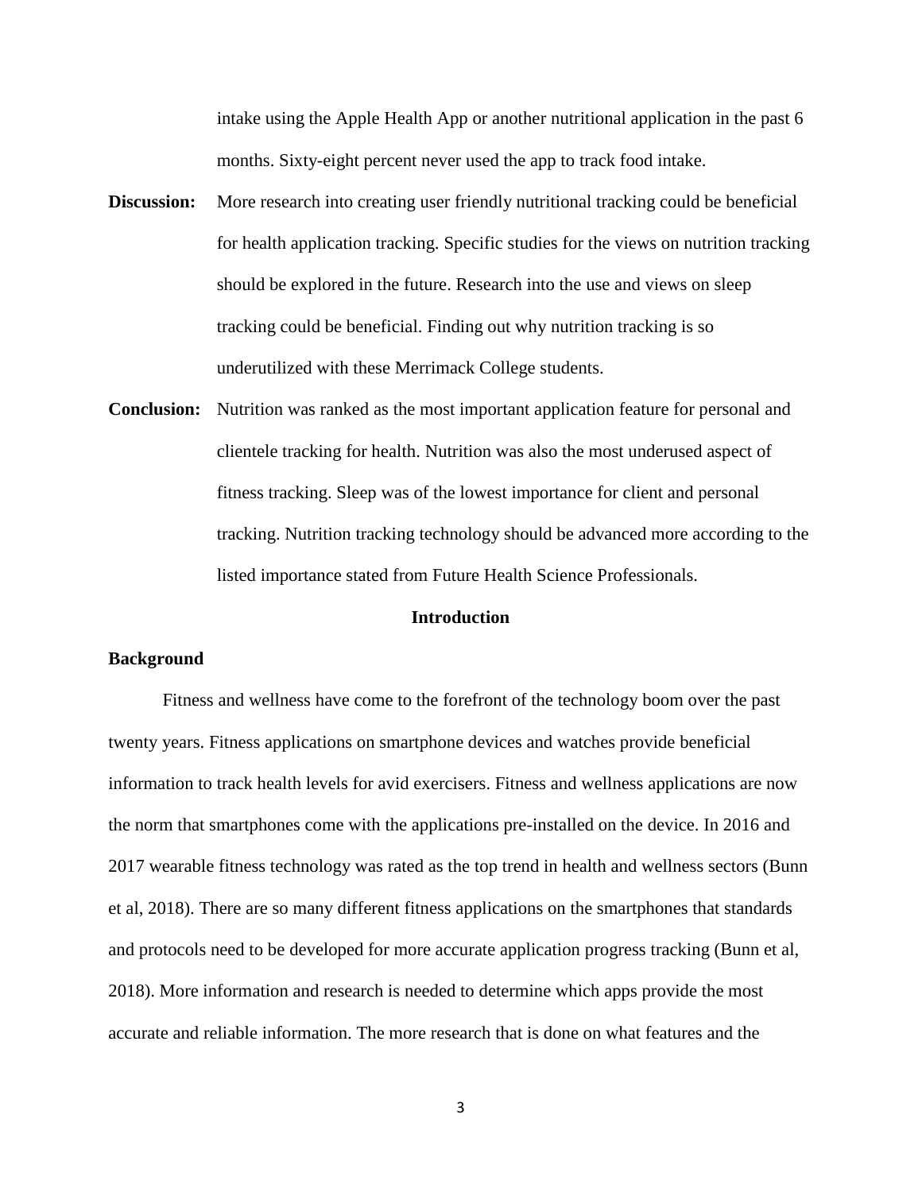intake using the Apple Health App or another nutritional application in the past 6 months. Sixty-eight percent never used the app to track food intake.

**Discussion:** More research into creating user friendly nutritional tracking could be beneficial for health application tracking. Specific studies for the views on nutrition tracking should be explored in the future. Research into the use and views on sleep tracking could be beneficial. Finding out why nutrition tracking is so underutilized with these Merrimack College students.

**Conclusion:** Nutrition was ranked as the most important application feature for personal and clientele tracking for health. Nutrition was also the most underused aspect of fitness tracking. Sleep was of the lowest importance for client and personal tracking. Nutrition tracking technology should be advanced more according to the listed importance stated from Future Health Science Professionals.

## Introduction

### Background

Fitness and wellness have come to the forefront of the technology boom over the past twenty years. Fitness applications on smartphone devices and watches provide beneficial information to track health levels for avid exercisers. Fitness and wellness applications are now the norm that smartphones come with the applications pre-installed on the device. In 2016 and 2017 wearable fitness technology was rated as the top trend in health and wellness sectors (Bunn et al, 2018). There are so many different fitness applications on the smartphones that standards and protocols need to be developed for more accurate application progress tracking (Bunn et al, 2018). More information and research is needed to determine which apps provide the most accurate and reliable information. The more research that is done on what features and the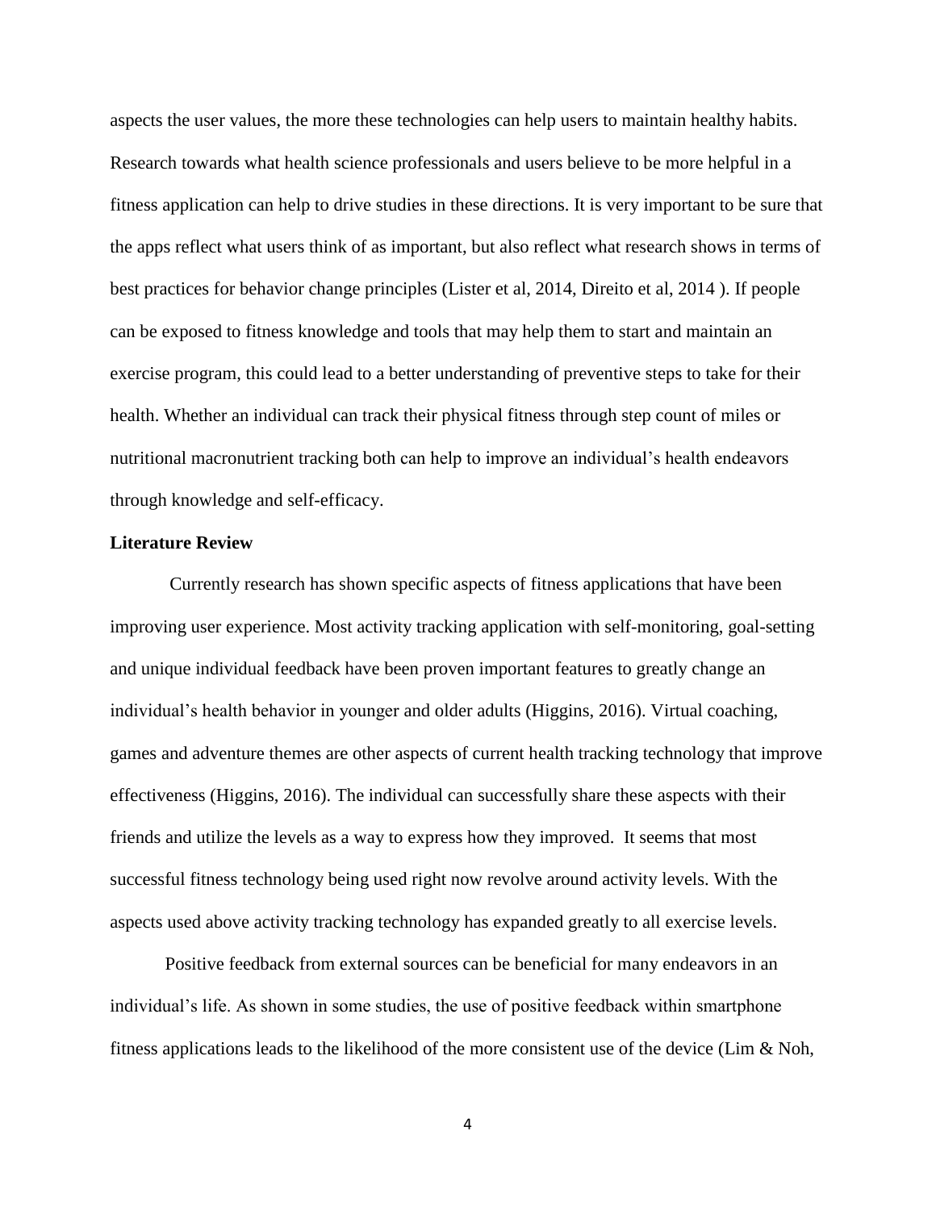aspects the user values, the more these technologies can help users to maintain healthy habits. Research towards what health science professionals and users believe to be more helpful in a fitness application can help to drive studies in these directions. It is very important to be sure that the apps reflect what users think of as important, but also reflect what research shows in terms of best practices for behavior change principles (Lister et al, 2014, Direito et al, 2014 ). If people can be exposed to fitness knowledge and tools that may help them to start and maintain an exercise program, this could lead to a better understanding of preventive steps to take for their health. Whether an individual can track their physical fitness through step count of miles or nutritional macronutrient tracking both can help to improve an individual's health endeavors through knowledge and self-efficacy.

**Literature Review**

Currently research has shown specific aspects of fitness applications that have been improving user experience. Most activity tracking application with self-monitoring, goal-setting and unique individual feedback have been proven important features to greatly change an individual's health behavior in younger and older adults (Higgins, 2016). Virtual coaching, games and adventure themes are other aspects of current health tracking technology that improve effectiveness (Higgins, 2016). The individual can successfully share these aspects with their friends and utilize the levels as a way to express how they improved. It seems that most successful fitness technology being used right now revolve around activity levels. With the aspects used above activity tracking technology has expanded greatly to all exercise levels.

Positive feedback from external sources can be beneficial for many endeavors in an individual's life. As shown in some studies, the use of positive feedback within smartphone fitness applications leads to the likelihood of the more consistent use of the device (Lim & Noh,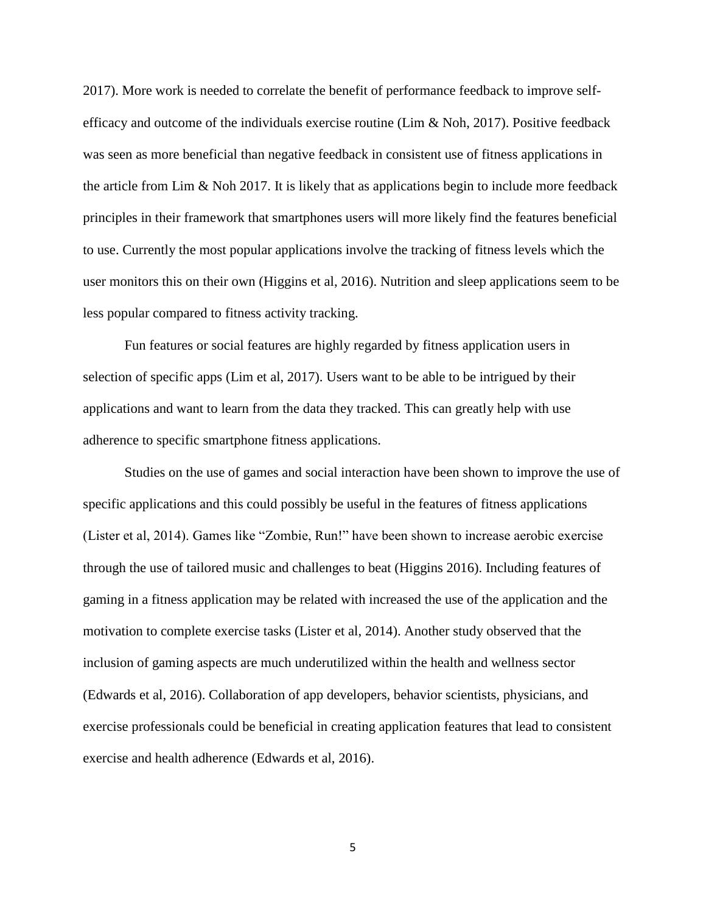2017). More work is needed to correlate the benefit of performance feedback to improve self-efficacy and outcome of the individuals exercise routine (Lim & Noh, 2017). Positive feedback was seen as more beneficial than negative feedback in consistent use of fitness applications in the article from Lim & Noh 2017. It is likely that as applications begin to include more feedback principles in their framework that smartphones users will more likely find the features beneficial to use. Currently the most popular applications involve the tracking of fitness levels which the user monitors this on their own (Higgins et al, 2016). Nutrition and sleep applications seem to be less popular compared to fitness activity tracking.

Fun features or social features are highly regarded by fitness application users in selection of specific apps (Lim et al, 2017). Users want to be able to be intrigued by their applications and want to learn from the data they tracked. This can greatly help with use adherence to specific smartphone fitness applications.

Studies on the use of games and social interaction have been shown to improve the use of specific applications and this could possibly be useful in the features of fitness applications (Lister et al, 2014). Games like "Zombie, Run!" have been shown to increase aerobic exercise through the use of tailored music and challenges to beat (Higgins 2016). Including features of gaming in a fitness application may be related with increased the use of the application and the motivation to complete exercise tasks (Lister et al, 2014). Another study observed that the inclusion of gaming aspects are much underutilized within the health and wellness sector (Edwards et al, 2016). Collaboration of app developers, behavior scientists, physicians, and exercise professionals could be beneficial in creating application features that lead to consistent exercise and health adherence (Edwards et al, 2016).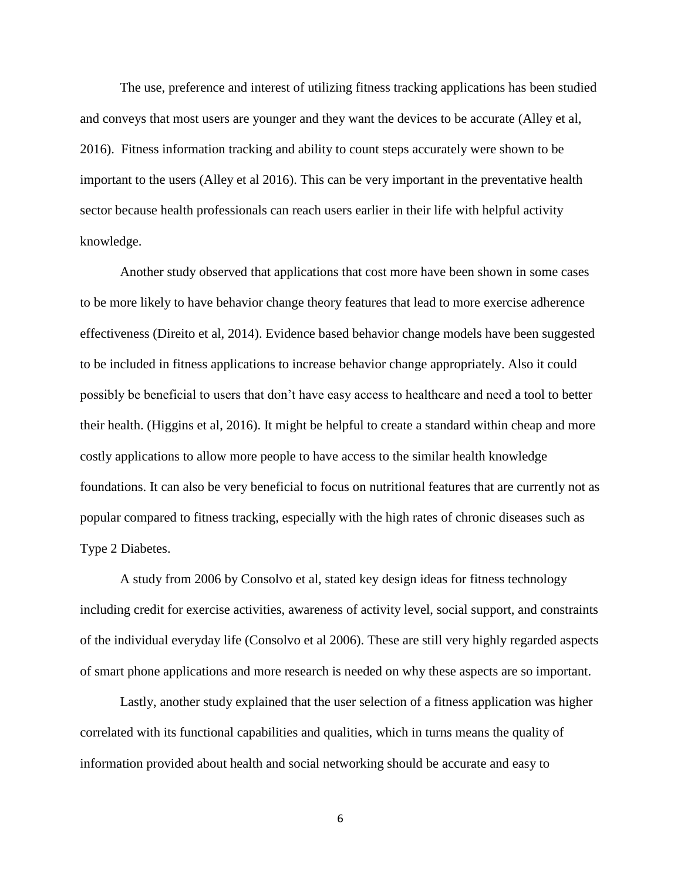The use, preference and interest of utilizing fitness tracking applications has been studied and conveys that most users are younger and they want the devices to be accurate (Alley et al, 2016). Fitness information tracking and ability to count steps accurately were shown to be important to the users (Alley et al 2016). This can be very important in the preventative health sector because health professionals can reach users earlier in their life with helpful activity knowledge.

Another study observed that applications that cost more have been shown in some cases to be more likely to have behavior change theory features that lead to more exercise adherence effectiveness (Direito et al, 2014). Evidence based behavior change models have been suggested to be included in fitness applications to increase behavior change appropriately. Also it could possibly be beneficial to users that don't have easy access to healthcare and need a tool to better their health. (Higgins et al, 2016). It might be helpful to create a standard within cheap and more costly applications to allow more people to have access to the similar health knowledge foundations. It can also be very beneficial to focus on nutritional features that are currently not as popular compared to fitness tracking, especially with the high rates of chronic diseases such as Type 2 Diabetes.

A study from 2006 by Consolvo et al, stated key design ideas for fitness technology including credit for exercise activities, awareness of activity level, social support, and constraints of the individual everyday life (Consolvo et al 2006). These are still very highly regarded aspects of smart phone applications and more research is needed on why these aspects are so important.

Lastly, another study explained that the user selection of a fitness application was higher correlated with its functional capabilities and qualities, which in turns means the quality of information provided about health and social networking should be accurate and easy to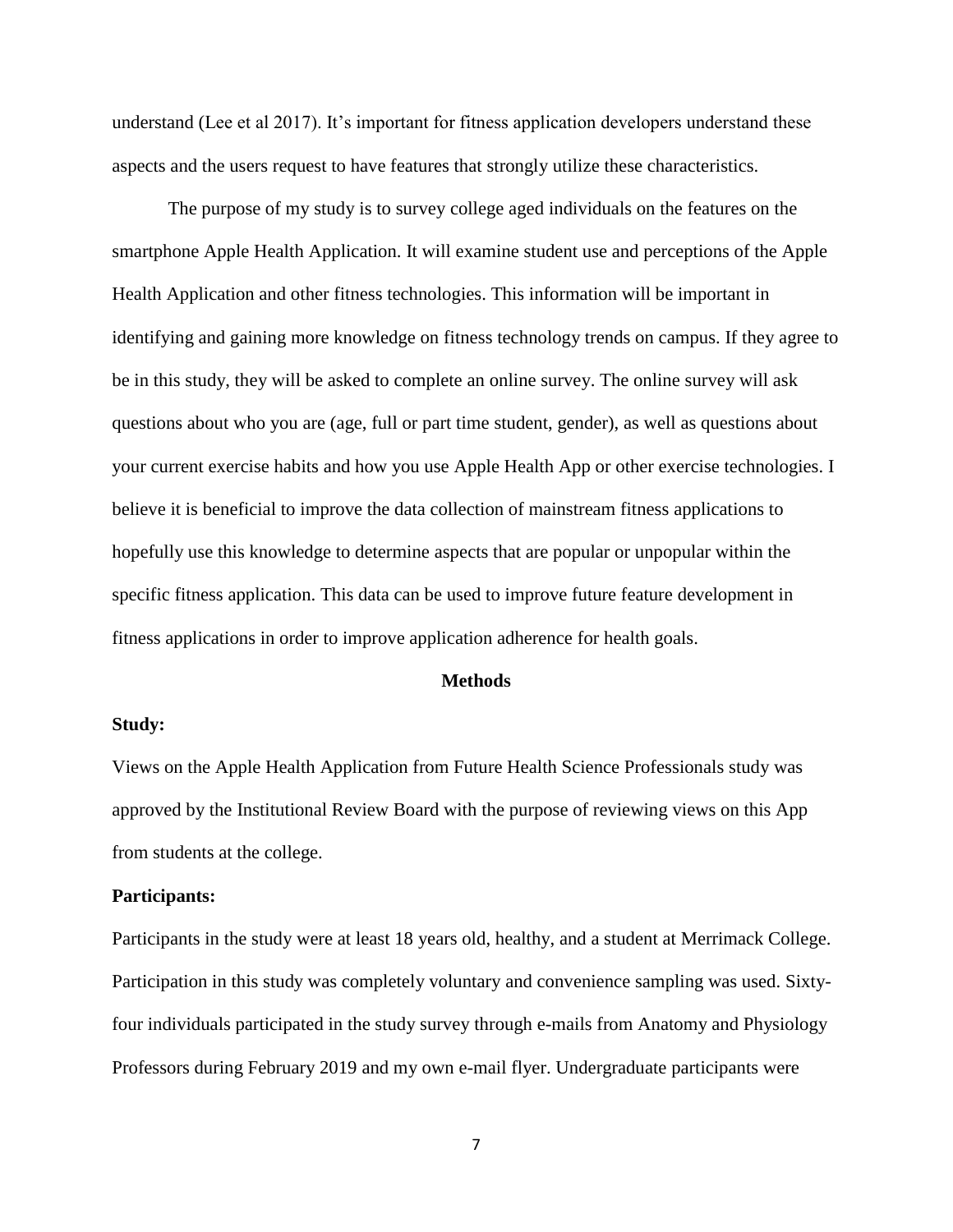understand (Lee et al 2017). It's important for fitness application developers understand these aspects and the users request to have features that strongly utilize these characteristics.

The purpose of my study is to survey college aged individuals on the features on the smartphone Apple Health Application. It will examine student use and perceptions of the Apple Health Application and other fitness technologies. This information will be important in identifying and gaining more knowledge on fitness technology trends on campus. If they agree to be in this study, they will be asked to complete an online survey. The online survey will ask questions about who you are (age, full or part time student, gender), as well as questions about your current exercise habits and how you use Apple Health App or other exercise technologies. I believe it is beneficial to improve the data collection of mainstream fitness applications to hopefully use this knowledge to determine aspects that are popular or unpopular within the specific fitness application. This data can be used to improve future feature development in fitness applications in order to improve application adherence for health goals.

## Methods

**Study:**

Views on the Apple Health Application from Future Health Science Professionals study was approved by the Institutional Review Board with the purpose of reviewing views on this App from students at the college.

**Participants:**

Participants in the study were at least 18 years old, healthy, and a student at Merrimack College. Participation in this study was completely voluntary and convenience sampling was used. Sixty-four individuals participated in the study survey through e-mails from Anatomy and Physiology Professors during February 2019 and my own e-mail flyer. Undergraduate participants were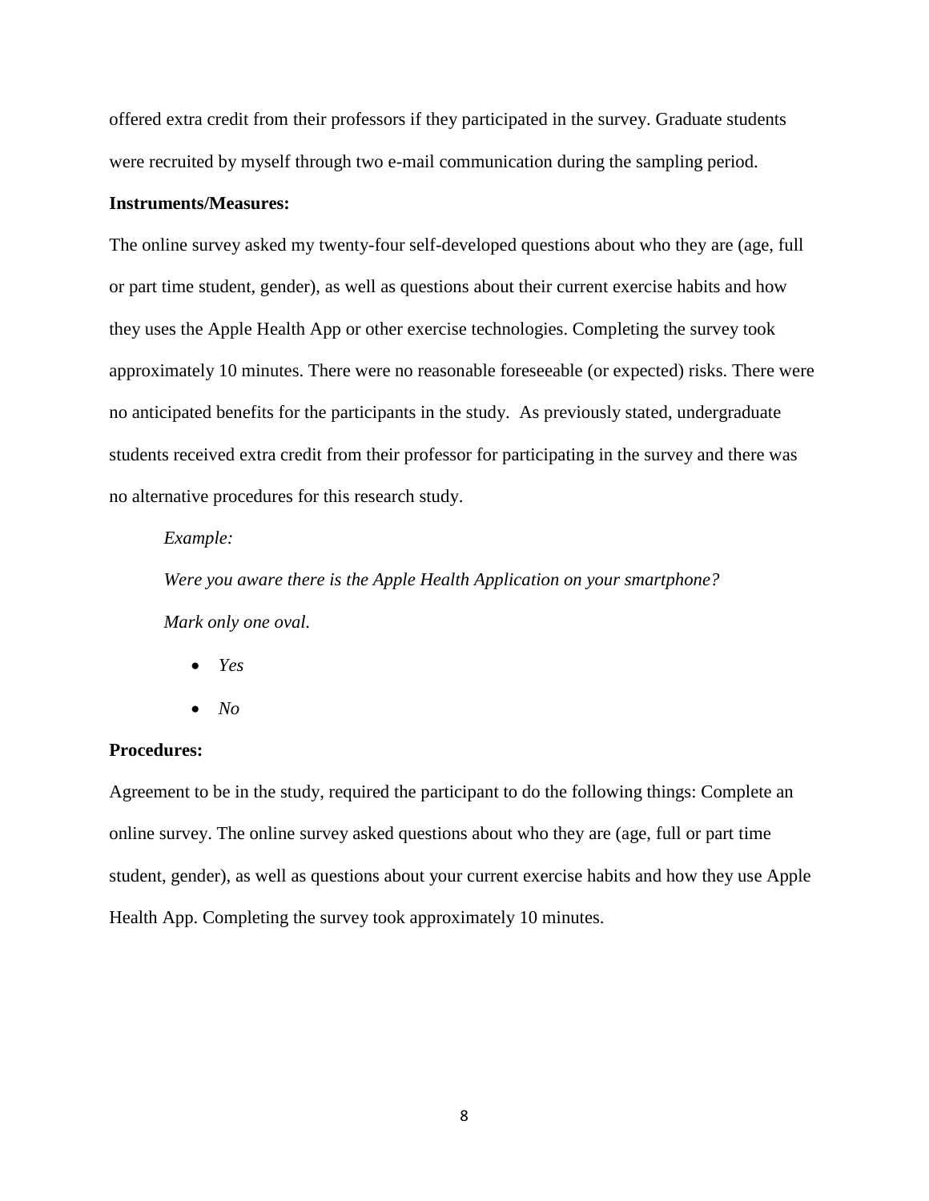offered extra credit from their professors if they participated in the survey. Graduate students were recruited by myself through two e-mail communication during the sampling period.

**Instruments/Measures:**

The online survey asked my twenty-four self-developed questions about who they are (age, full or part time student, gender), as well as questions about their current exercise habits and how they uses the Apple Health App or other exercise technologies. Completing the survey took approximately 10 minutes. There were no reasonable foreseeable (or expected) risks. There were no anticipated benefits for the participants in the study. As previously stated, undergraduate students received extra credit from their professor for participating in the survey and there was no alternative procedures for this research study.

*Example:*

*Were you aware there is the Apple Health Application on your smartphone?*

*Mark only one oval.*

- *Yes*
- *No*

**Procedures:**

Agreement to be in the study, required the participant to do the following things: Complete an online survey. The online survey asked questions about who they are (age, full or part time student, gender), as well as questions about your current exercise habits and how they use Apple Health App. Completing the survey took approximately 10 minutes.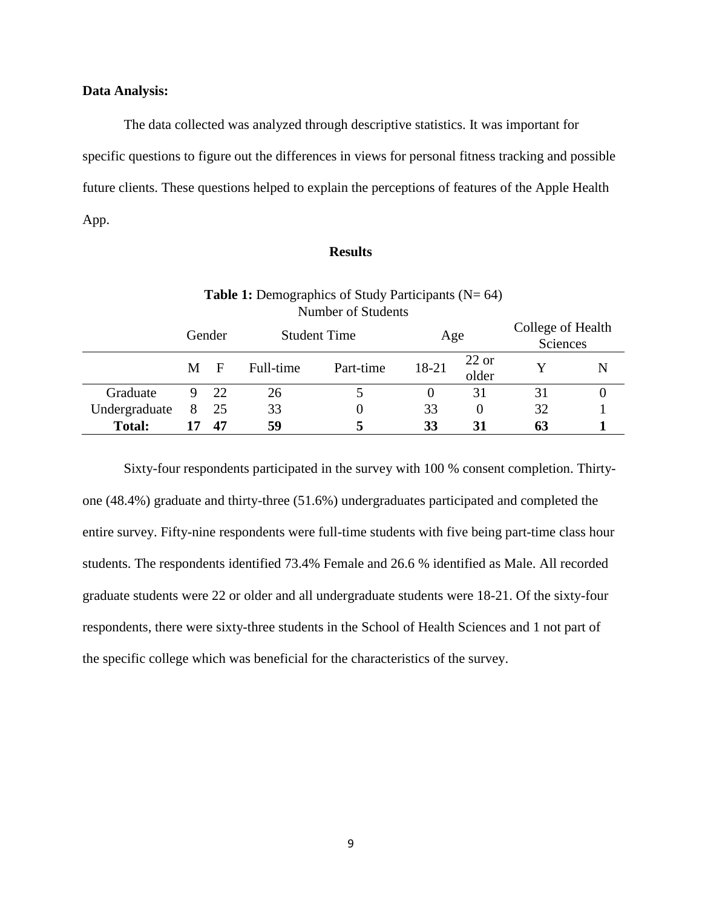**Data Analysis:**

The data collected was analyzed through descriptive statistics. It was important for specific questions to figure out the differences in views for personal fitness tracking and possible future clients. These questions helped to explain the perceptions of features of the Apple Health App.

## Results

**Table 1:** Demographics of Study Participants (N= 64)

Number of Students

| | Gender | | Student Time | | Age | | College of Health Sciences | |
|---|---|---|---|---|---|---|---|---|
| | M | F | Full-time | Part-time | 18-21 | 22 or older | Y | N |
| Graduate | 9 | 22 | 26 | 5 | 0 | 31 | 31 | 0 |
| Undergraduate | 8 | 25 | 33 | 0 | 33 | 0 | 32 | 1 |
| **Total:** | **17** | **47** | **59** | **5** | **33** | **31** | **63** | **1** |

Sixty-four respondents participated in the survey with 100 % consent completion. Thirty-one (48.4%) graduate and thirty-three (51.6%) undergraduates participated and completed the entire survey. Fifty-nine respondents were full-time students with five being part-time class hour students. The respondents identified 73.4% Female and 26.6 % identified as Male. All recorded graduate students were 22 or older and all undergraduate students were 18-21. Of the sixty-four respondents, there were sixty-three students in the School of Health Sciences and 1 not part of the specific college which was beneficial for the characteristics of the survey.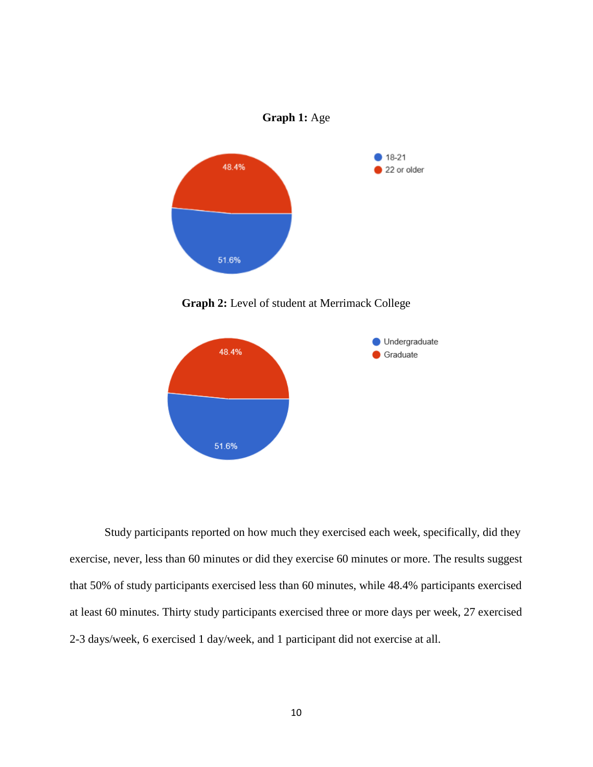**Graph 1:** Age

- 18-21: 51.6%
- 22 or older: 48.4%

**Graph 2:** Level of student at Merrimack College

- Undergraduate: 51.6%
- Graduate: 48.4%

Study participants reported on how much they exercised each week, specifically, did they exercise, never, less than 60 minutes or did they exercise 60 minutes or more. The results suggest that 50% of study participants exercised less than 60 minutes, while 48.4% participants exercised at least 60 minutes. Thirty study participants exercised three or more days per week, 27 exercised 2-3 days/week, 6 exercised 1 day/week, and 1 participant did not exercise at all.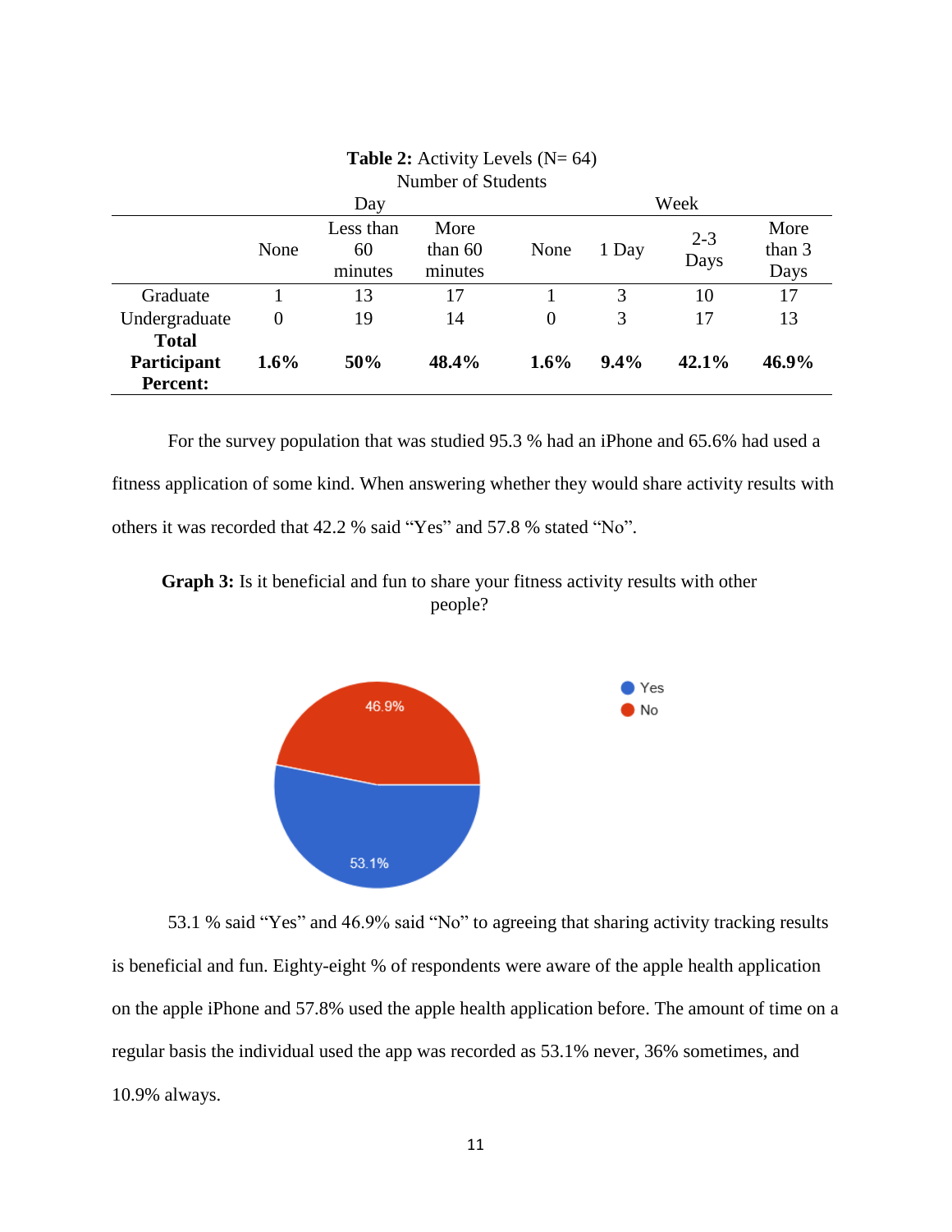**Table 2:** Activity Levels (N= 64)
Number of Students

| | Day | | | Week | | | |
|---|---|---|---|---|---|---|---|
| | None | Less than 60 minutes | More than 60 minutes | None | 1 Day | 2-3 Days | More than 3 Days |
| Graduate | 1 | 13 | 17 | 1 | 3 | 10 | 17 |
| Undergraduate | 0 | 19 | 14 | 0 | 3 | 17 | 13 |
| **Total Participant Percent:** | **1.6%** | **50%** | **48.4%** | **1.6%** | **9.4%** | **42.1%** | **46.9%** |

For the survey population that was studied 95.3 % had an iPhone and 65.6% had used a fitness application of some kind. When answering whether they would share activity results with others it was recorded that 42.2 % said “Yes” and 57.8 % stated “No”.

**Graph 3:** Is it beneficial and fun to share your fitness activity results with other people?

| Response | Percent |
|---|---|
| Yes | 53.1% |
| No | 46.9% |

53.1 % said “Yes” and 46.9% said “No” to agreeing that sharing activity tracking results is beneficial and fun. Eighty-eight % of respondents were aware of the apple health application on the apple iPhone and 57.8% used the apple health application before. The amount of time on a regular basis the individual used the app was recorded as 53.1% never, 36% sometimes, and 10.9% always.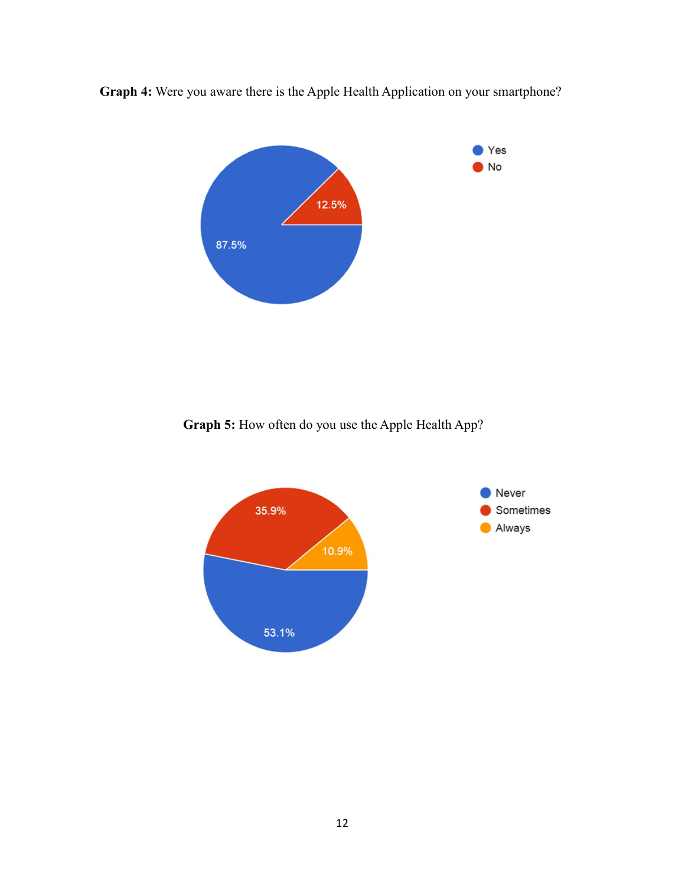**Graph 4:** Were you aware there is the Apple Health Application on your smartphone?

- Yes: 87.5%
- No: 12.5%

**Graph 5:** How often do you use the Apple Health App?

- Never: 53.1%
- Sometimes: 35.9%
- Always: 10.9%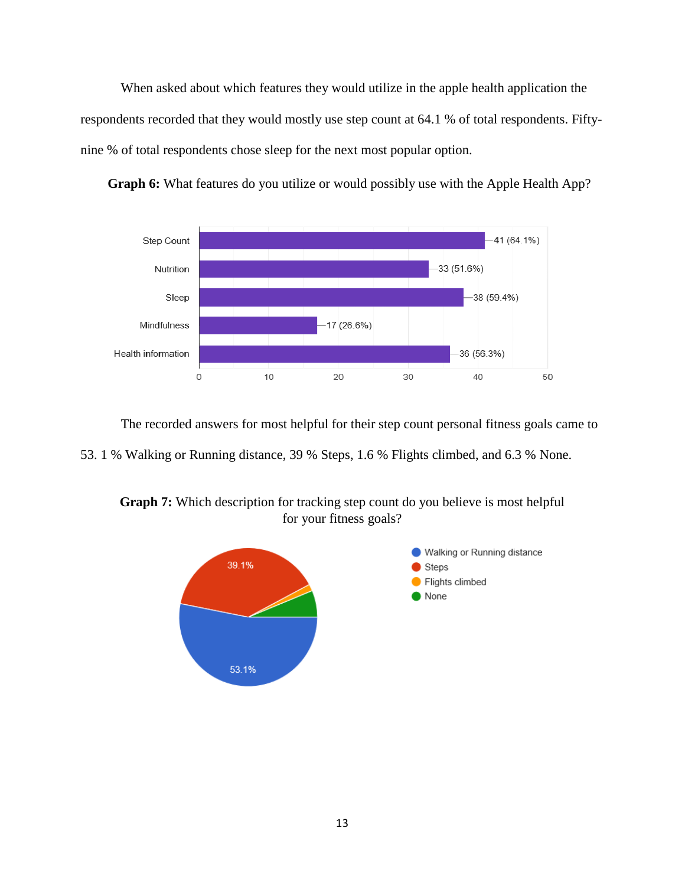When asked about which features they would utilize in the apple health application the respondents recorded that they would mostly use step count at 64.1 % of total respondents. Fifty-nine % of total respondents chose sleep for the next most popular option.

**Graph 6:** What features do you utilize or would possibly use with the Apple Health App?

| Feature | Responses |
| --- | --- |
| Step Count | 41 (64.1%) |
| Nutrition | 33 (51.6%) |
| Sleep | 38 (59.4%) |
| Mindfulness | 17 (26.6%) |
| Health information | 36 (56.3%) |

The recorded answers for most helpful for their step count personal fitness goals came to 53. 1 % Walking or Running distance, 39 % Steps, 1.6 % Flights climbed, and 6.3 % None.

**Graph 7:** Which description for tracking step count do you believe is most helpful for your fitness goals?

| Option | Percentage |
| --- | --- |
| Walking or Running distance | 53.1% |
| Steps | 39.1% |
| Flights climbed | |
| None | |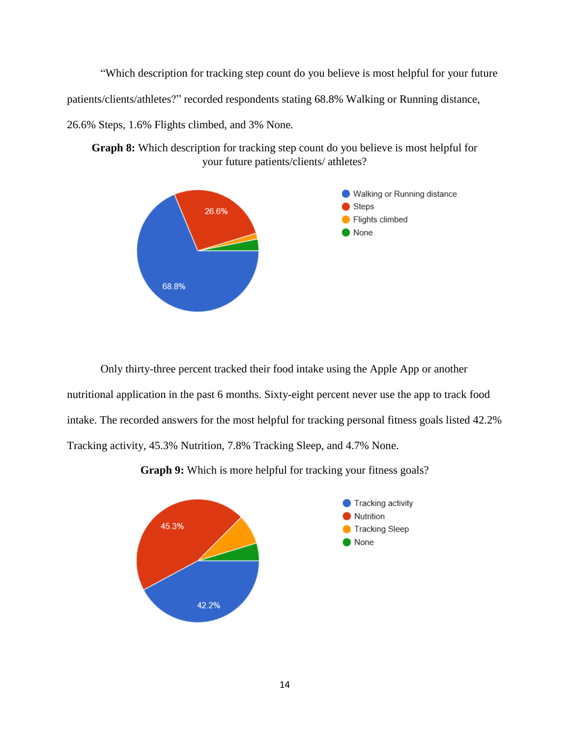"Which description for tracking step count do you believe is most helpful for your future patients/clients/athletes?" recorded respondents stating 68.8% Walking or Running distance, 26.6% Steps, 1.6% Flights climbed, and 3% None.

**Graph 8:** Which description for tracking step count do you believe is most helpful for your future patients/clients/ athletes?

Only thirty-three percent tracked their food intake using the Apple App or another nutritional application in the past 6 months. Sixty-eight percent never use the app to track food intake. The recorded answers for the most helpful for tracking personal fitness goals listed 42.2% Tracking activity, 45.3% Nutrition, 7.8% Tracking Sleep, and 4.7% None.

**Graph 9:** Which is more helpful for tracking your fitness goals?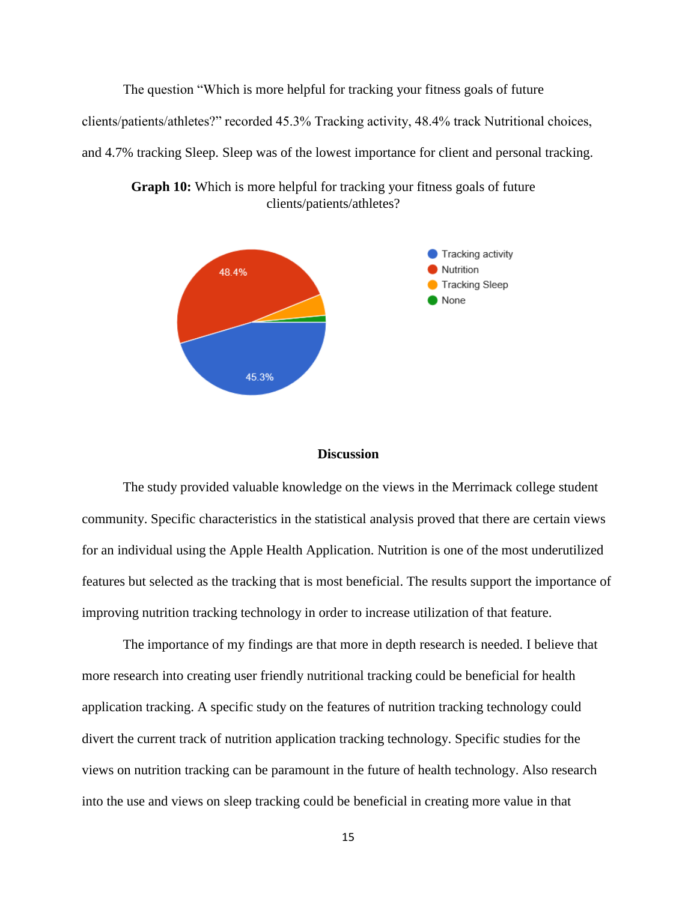The question “Which is more helpful for tracking your fitness goals of future clients/patients/athletes?” recorded 45.3% Tracking activity, 48.4% track Nutritional choices, and 4.7% tracking Sleep. Sleep was of the lowest importance for client and personal tracking.

**Graph 10:** Which is more helpful for tracking your fitness goals of future clients/patients/athletes?

## Discussion

The study provided valuable knowledge on the views in the Merrimack college student community. Specific characteristics in the statistical analysis proved that there are certain views for an individual using the Apple Health Application. Nutrition is one of the most underutilized features but selected as the tracking that is most beneficial. The results support the importance of improving nutrition tracking technology in order to increase utilization of that feature.

The importance of my findings are that more in depth research is needed. I believe that more research into creating user friendly nutritional tracking could be beneficial for health application tracking. A specific study on the features of nutrition tracking technology could divert the current track of nutrition application tracking technology. Specific studies for the views on nutrition tracking can be paramount in the future of health technology. Also research into the use and views on sleep tracking could be beneficial in creating more value in that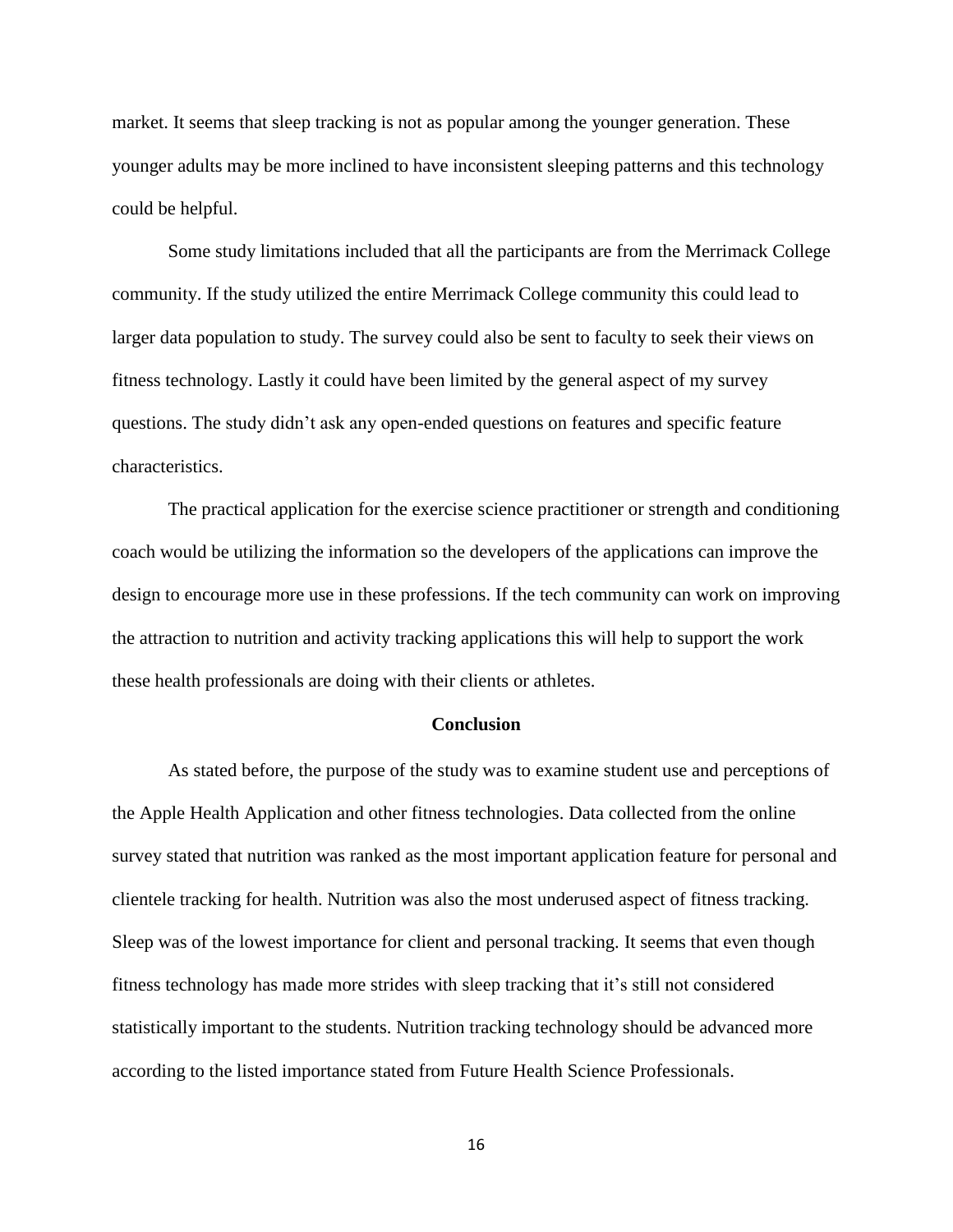market. It seems that sleep tracking is not as popular among the younger generation. These younger adults may be more inclined to have inconsistent sleeping patterns and this technology could be helpful.

Some study limitations included that all the participants are from the Merrimack College community. If the study utilized the entire Merrimack College community this could lead to larger data population to study. The survey could also be sent to faculty to seek their views on fitness technology. Lastly it could have been limited by the general aspect of my survey questions. The study didn't ask any open-ended questions on features and specific feature characteristics.

The practical application for the exercise science practitioner or strength and conditioning coach would be utilizing the information so the developers of the applications can improve the design to encourage more use in these professions. If the tech community can work on improving the attraction to nutrition and activity tracking applications this will help to support the work these health professionals are doing with their clients or athletes.

## Conclusion

As stated before, the purpose of the study was to examine student use and perceptions of the Apple Health Application and other fitness technologies. Data collected from the online survey stated that nutrition was ranked as the most important application feature for personal and clientele tracking for health. Nutrition was also the most underused aspect of fitness tracking. Sleep was of the lowest importance for client and personal tracking. It seems that even though fitness technology has made more strides with sleep tracking that it's still not considered statistically important to the students. Nutrition tracking technology should be advanced more according to the listed importance stated from Future Health Science Professionals.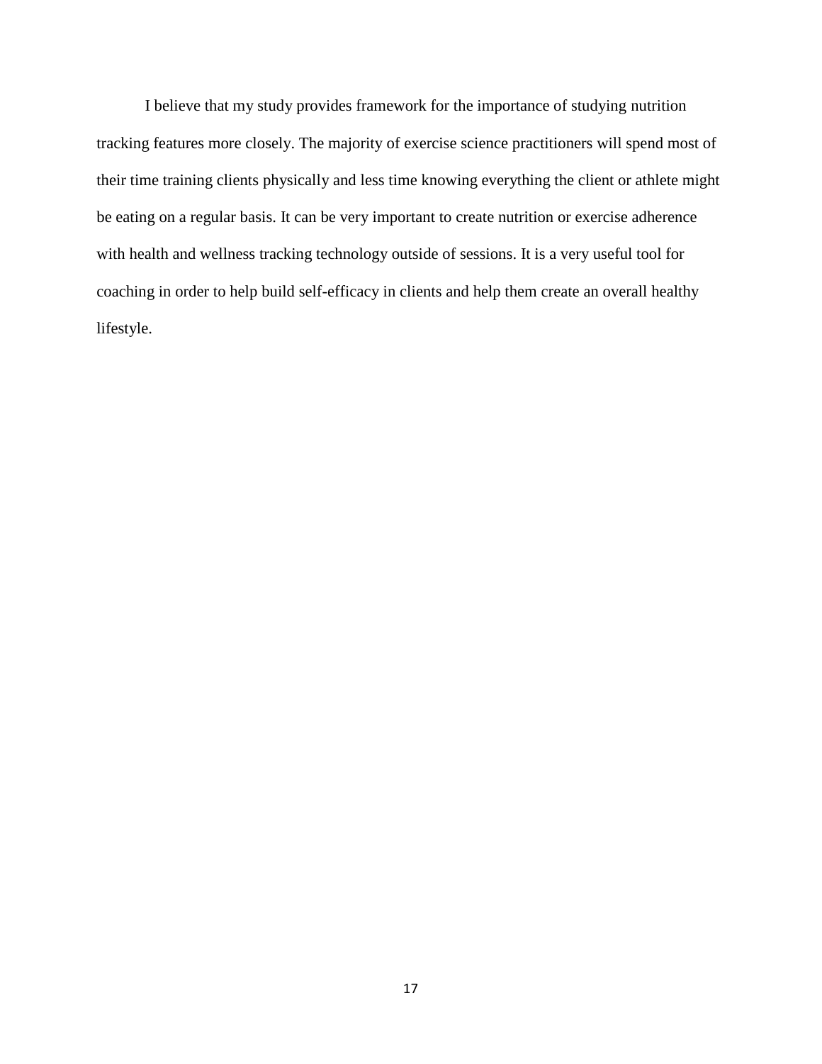I believe that my study provides framework for the importance of studying nutrition tracking features more closely. The majority of exercise science practitioners will spend most of their time training clients physically and less time knowing everything the client or athlete might be eating on a regular basis. It can be very important to create nutrition or exercise adherence with health and wellness tracking technology outside of sessions. It is a very useful tool for coaching in order to help build self-efficacy in clients and help them create an overall healthy lifestyle.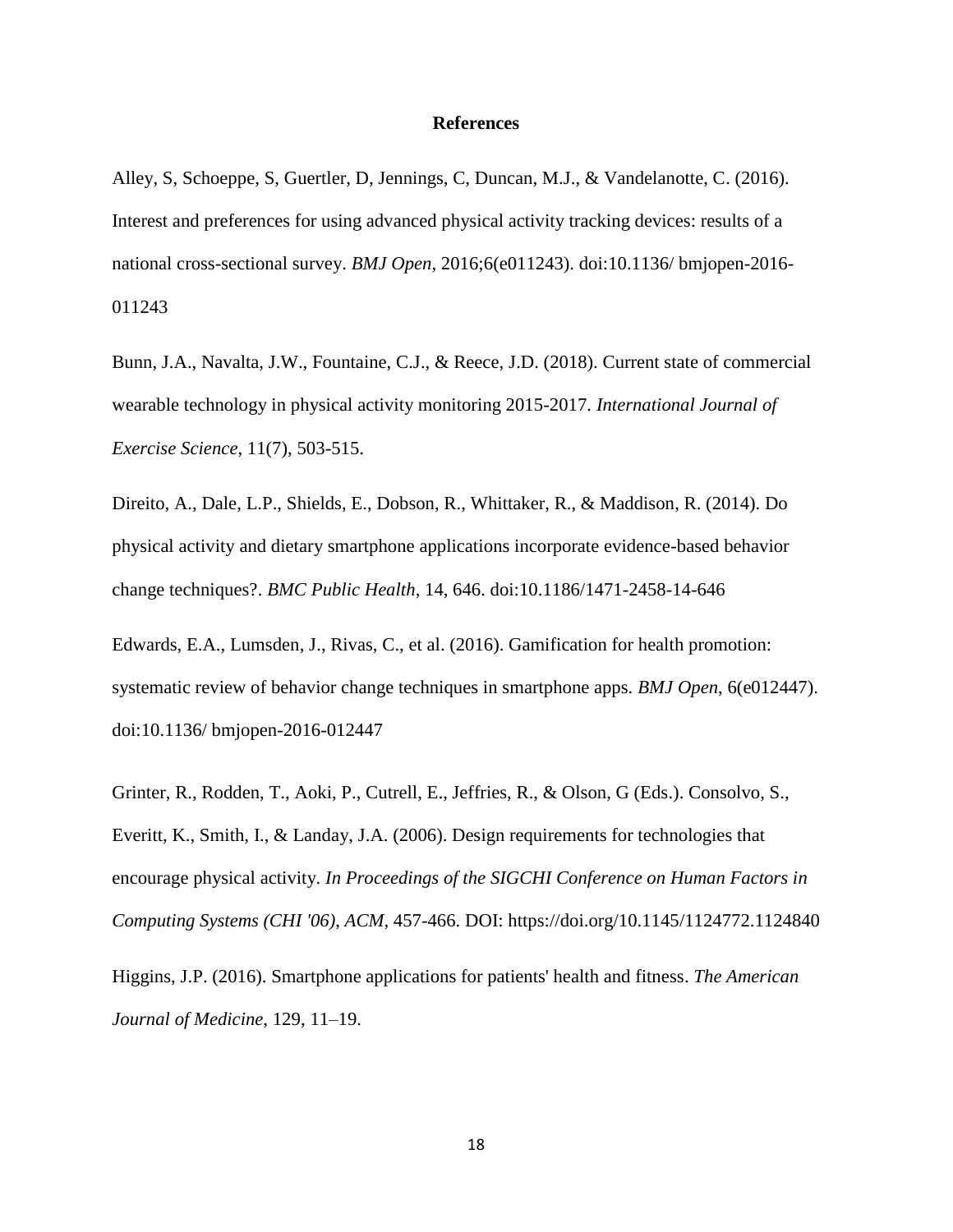## References

Alley, S, Schoeppe, S, Guertler, D, Jennings, C, Duncan, M.J., & Vandelanotte, C. (2016). Interest and preferences for using advanced physical activity tracking devices: results of a national cross-sectional survey. *BMJ Open*, 2016;6(e011243). doi:10.1136/ bmjopen-2016-011243

Bunn, J.A., Navalta, J.W., Fountaine, C.J., & Reece, J.D. (2018). Current state of commercial wearable technology in physical activity monitoring 2015-2017. *International Journal of Exercise Science*, 11(7), 503-515.

Direito, A., Dale, L.P., Shields, E., Dobson, R., Whittaker, R., & Maddison, R. (2014). Do physical activity and dietary smartphone applications incorporate evidence-based behavior change techniques?. *BMC Public Health*, 14, 646. doi:10.1186/1471-2458-14-646

Edwards, E.A., Lumsden, J., Rivas, C., et al. (2016). Gamification for health promotion: systematic review of behavior change techniques in smartphone apps. *BMJ Open*, 6(e012447). doi:10.1136/ bmjopen-2016-012447

Grinter, R., Rodden, T., Aoki, P., Cutrell, E., Jeffries, R., & Olson, G (Eds.). Consolvo, S., Everitt, K., Smith, I., & Landay, J.A. (2006). Design requirements for technologies that encourage physical activity. *In Proceedings of the SIGCHI Conference on Human Factors in Computing Systems (CHI '06), ACM*, 457-466. DOI: https://doi.org/10.1145/1124772.1124840

Higgins, J.P. (2016). Smartphone applications for patients' health and fitness. *The American Journal of Medicine*, 129, 11–19.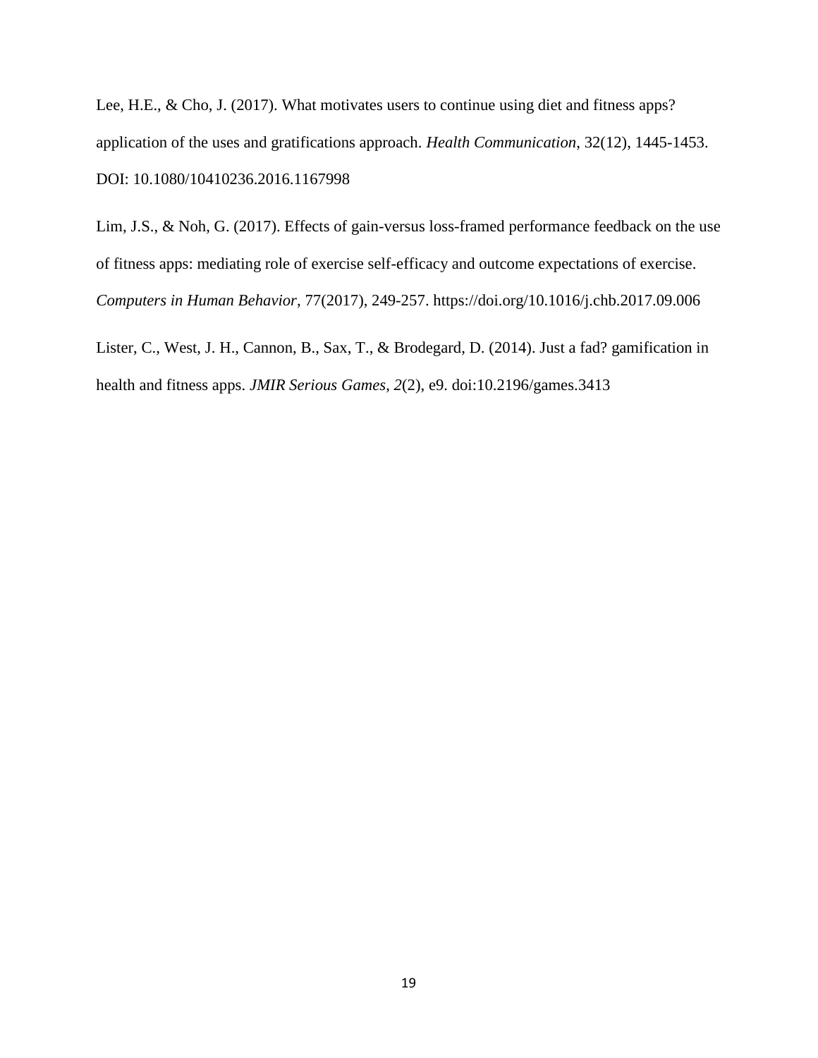Lee, H.E., & Cho, J. (2017). What motivates users to continue using diet and fitness apps? application of the uses and gratifications approach. *Health Communication*, 32(12), 1445-1453. DOI: 10.1080/10410236.2016.1167998

Lim, J.S., & Noh, G. (2017). Effects of gain-versus loss-framed performance feedback on the use of fitness apps: mediating role of exercise self-efficacy and outcome expectations of exercise. *Computers in Human Behavior*, 77(2017), 249-257. https://doi.org/10.1016/j.chb.2017.09.006

Lister, C., West, J. H., Cannon, B., Sax, T., & Brodegard, D. (2014). Just a fad? gamification in health and fitness apps. *JMIR Serious Games*, *2*(2), e9. doi:10.2196/games.3413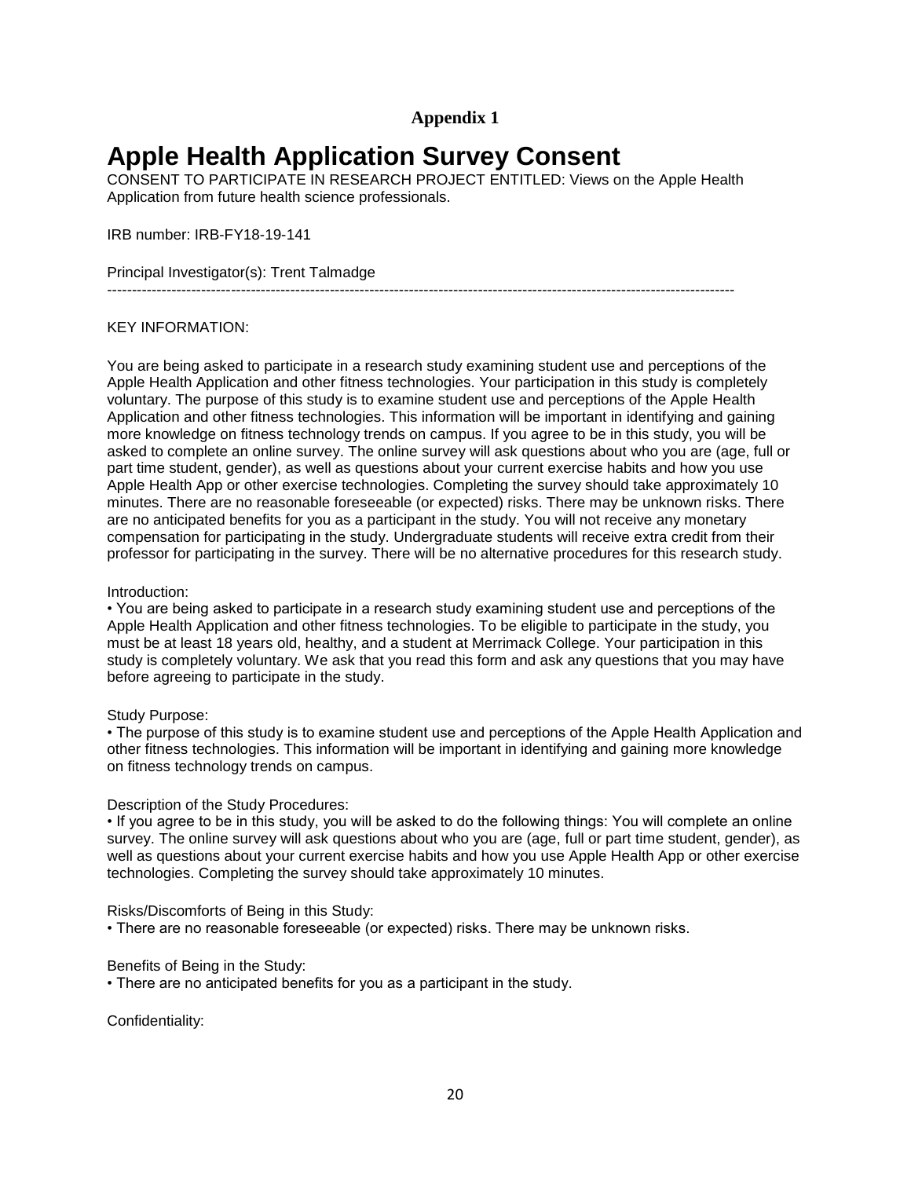**Appendix 1**

# Apple Health Application Survey Consent

CONSENT TO PARTICIPATE IN RESEARCH PROJECT ENTITLED: Views on the Apple Health Application from future health science professionals.

IRB number: IRB-FY18-19-141

Principal Investigator(s): Trent Talmadge

---

KEY INFORMATION:

You are being asked to participate in a research study examining student use and perceptions of the Apple Health Application and other fitness technologies. Your participation in this study is completely voluntary. The purpose of this study is to examine student use and perceptions of the Apple Health Application and other fitness technologies. This information will be important in identifying and gaining more knowledge on fitness technology trends on campus. If you agree to be in this study, you will be asked to complete an online survey. The online survey will ask questions about who you are (age, full or part time student, gender), as well as questions about your current exercise habits and how you use Apple Health App or other exercise technologies. Completing the survey should take approximately 10 minutes. There are no reasonable foreseeable (or expected) risks. There may be unknown risks. There are no anticipated benefits for you as a participant in the study. You will not receive any monetary compensation for participating in the study. Undergraduate students will receive extra credit from their professor for participating in the survey. There will be no alternative procedures for this research study.

Introduction:

- You are being asked to participate in a research study examining student use and perceptions of the Apple Health Application and other fitness technologies. To be eligible to participate in the study, you must be at least 18 years old, healthy, and a student at Merrimack College. Your participation in this study is completely voluntary. We ask that you read this form and ask any questions that you may have before agreeing to participate in the study.

Study Purpose:

- The purpose of this study is to examine student use and perceptions of the Apple Health Application and other fitness technologies. This information will be important in identifying and gaining more knowledge on fitness technology trends on campus.

Description of the Study Procedures:

- If you agree to be in this study, you will be asked to do the following things: You will complete an online survey. The online survey will ask questions about who you are (age, full or part time student, gender), as well as questions about your current exercise habits and how you use Apple Health App or other exercise technologies. Completing the survey should take approximately 10 minutes.

Risks/Discomforts of Being in this Study:

- There are no reasonable foreseeable (or expected) risks. There may be unknown risks.

Benefits of Being in the Study:

- There are no anticipated benefits for you as a participant in the study.

Confidentiality: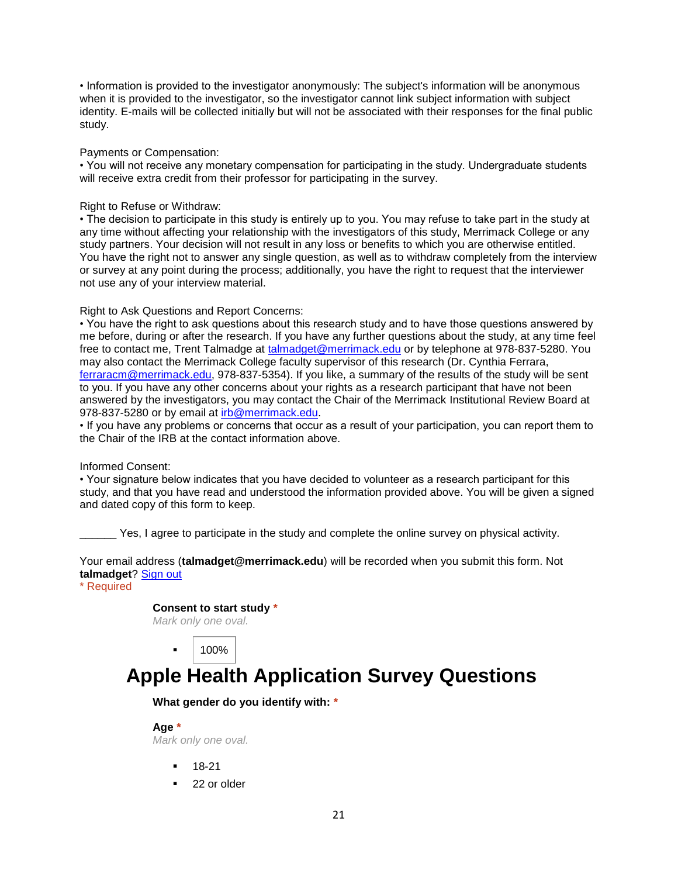• Information is provided to the investigator anonymously: The subject's information will be anonymous when it is provided to the investigator, so the investigator cannot link subject information with subject identity. E-mails will be collected initially but will not be associated with their responses for the final public study.

Payments or Compensation:
• You will not receive any monetary compensation for participating in the study. Undergraduate students will receive extra credit from their professor for participating in the survey.

Right to Refuse or Withdraw:
• The decision to participate in this study is entirely up to you. You may refuse to take part in the study at any time without affecting your relationship with the investigators of this study, Merrimack College or any study partners. Your decision will not result in any loss or benefits to which you are otherwise entitled. You have the right not to answer any single question, as well as to withdraw completely from the interview or survey at any point during the process; additionally, you have the right to request that the interviewer not use any of your interview material.

Right to Ask Questions and Report Concerns:
• You have the right to ask questions about this research study and to have those questions answered by me before, during or after the research. If you have any further questions about the study, at any time feel free to contact me, Trent Talmadge at talmadget@merrimack.edu or by telephone at 978-837-5280. You may also contact the Merrimack College faculty supervisor of this research (Dr. Cynthia Ferrara, ferraracm@merrimack.edu, 978-837-5354). If you like, a summary of the results of the study will be sent to you. If you have any other concerns about your rights as a research participant that have not been answered by the investigators, you may contact the Chair of the Merrimack Institutional Review Board at 978-837-5280 or by email at irb@merrimack.edu.
• If you have any problems or concerns that occur as a result of your participation, you can report them to the Chair of the IRB at the contact information above.

Informed Consent:
• Your signature below indicates that you have decided to volunteer as a research participant for this study, and that you have read and understood the information provided above. You will be given a signed and dated copy of this form to keep.

______ Yes, I agree to participate in the study and complete the online survey on physical activity.

Your email address (**talmadget@merrimack.edu**) will be recorded when you submit this form. Not **talmadget**? Sign out
\* Required

**Consent to start study** *
*Mark only one oval.*

- 100%

# Apple Health Application Survey Questions

**What gender do you identify with:** *

**Age** *
*Mark only one oval.*

- 18-21
- 22 or older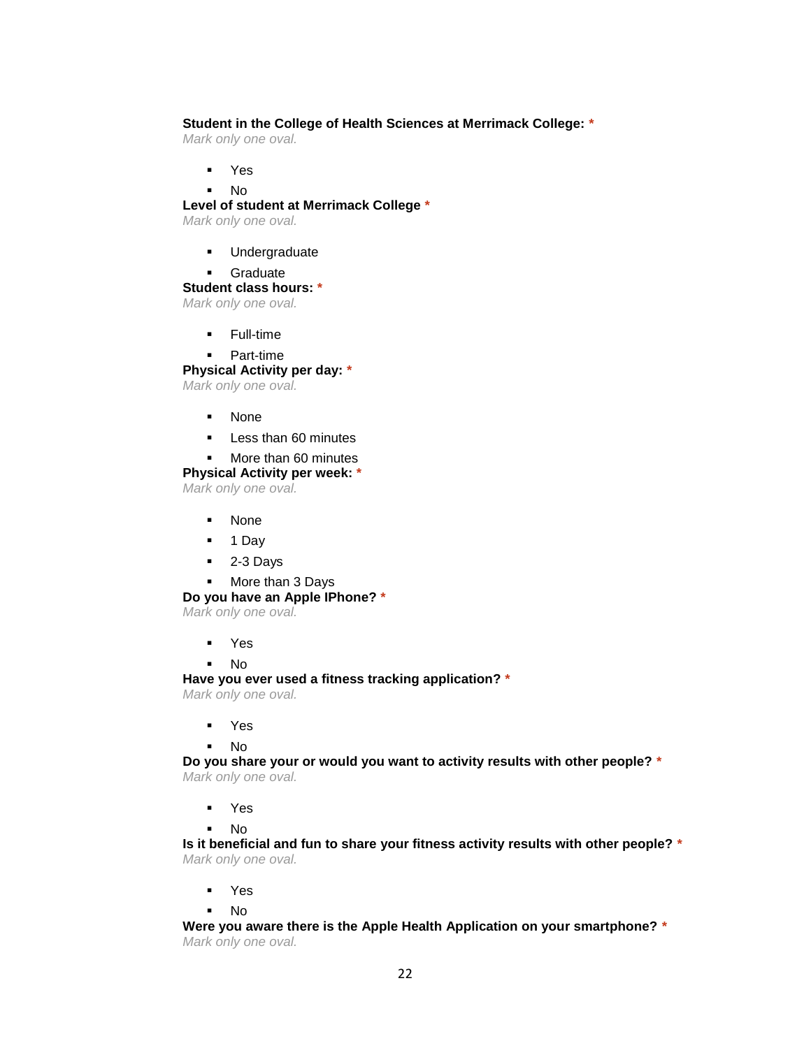**Student in the College of Health Sciences at Merrimack College:** *
*Mark only one oval.*

- Yes
- No

**Level of student at Merrimack College** *
*Mark only one oval.*

- Undergraduate
- Graduate

**Student class hours:** *
*Mark only one oval.*

- Full-time
- Part-time

**Physical Activity per day:** *
*Mark only one oval.*

- None
- Less than 60 minutes
- More than 60 minutes

**Physical Activity per week:** *
*Mark only one oval.*

- None
- 1 Day
- 2-3 Days
- More than 3 Days

**Do you have an Apple IPhone?** *
*Mark only one oval.*

- Yes
- No

**Have you ever used a fitness tracking application?** *
*Mark only one oval.*

- Yes
- No

**Do you share your or would you want to activity results with other people?** *
*Mark only one oval.*

- Yes
- No

**Is it beneficial and fun to share your fitness activity results with other people?** *
*Mark only one oval.*

- Yes
- No

**Were you aware there is the Apple Health Application on your smartphone?** *
*Mark only one oval.*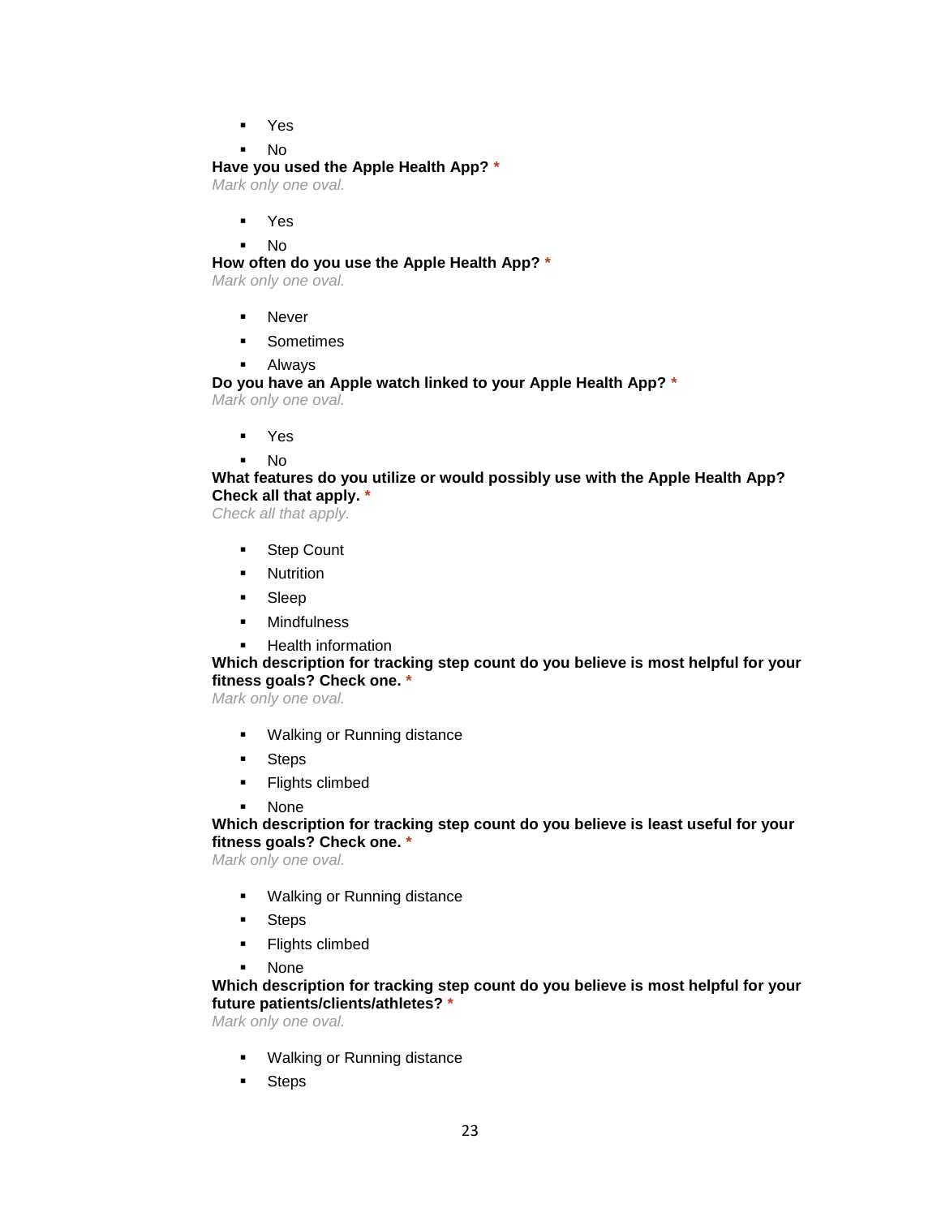- Yes
- No

**Have you used the Apple Health App?** *

*Mark only one oval.*

- Yes
- No

**How often do you use the Apple Health App?** *

*Mark only one oval.*

- Never
- Sometimes
- Always

**Do you have an Apple watch linked to your Apple Health App?** *

*Mark only one oval.*

- Yes
- No

**What features do you utilize or would possibly use with the Apple Health App? Check all that apply.** *

*Check all that apply.*

- Step Count
- Nutrition
- Sleep
- Mindfulness
- Health information

**Which description for tracking step count do you believe is most helpful for your fitness goals? Check one.** *

*Mark only one oval.*

- Walking or Running distance
- Steps
- Flights climbed
- None

**Which description for tracking step count do you believe is least useful for your fitness goals? Check one.** *

*Mark only one oval.*

- Walking or Running distance
- Steps
- Flights climbed
- None

**Which description for tracking step count do you believe is most helpful for your future patients/clients/athletes?** *

*Mark only one oval.*

- Walking or Running distance
- Steps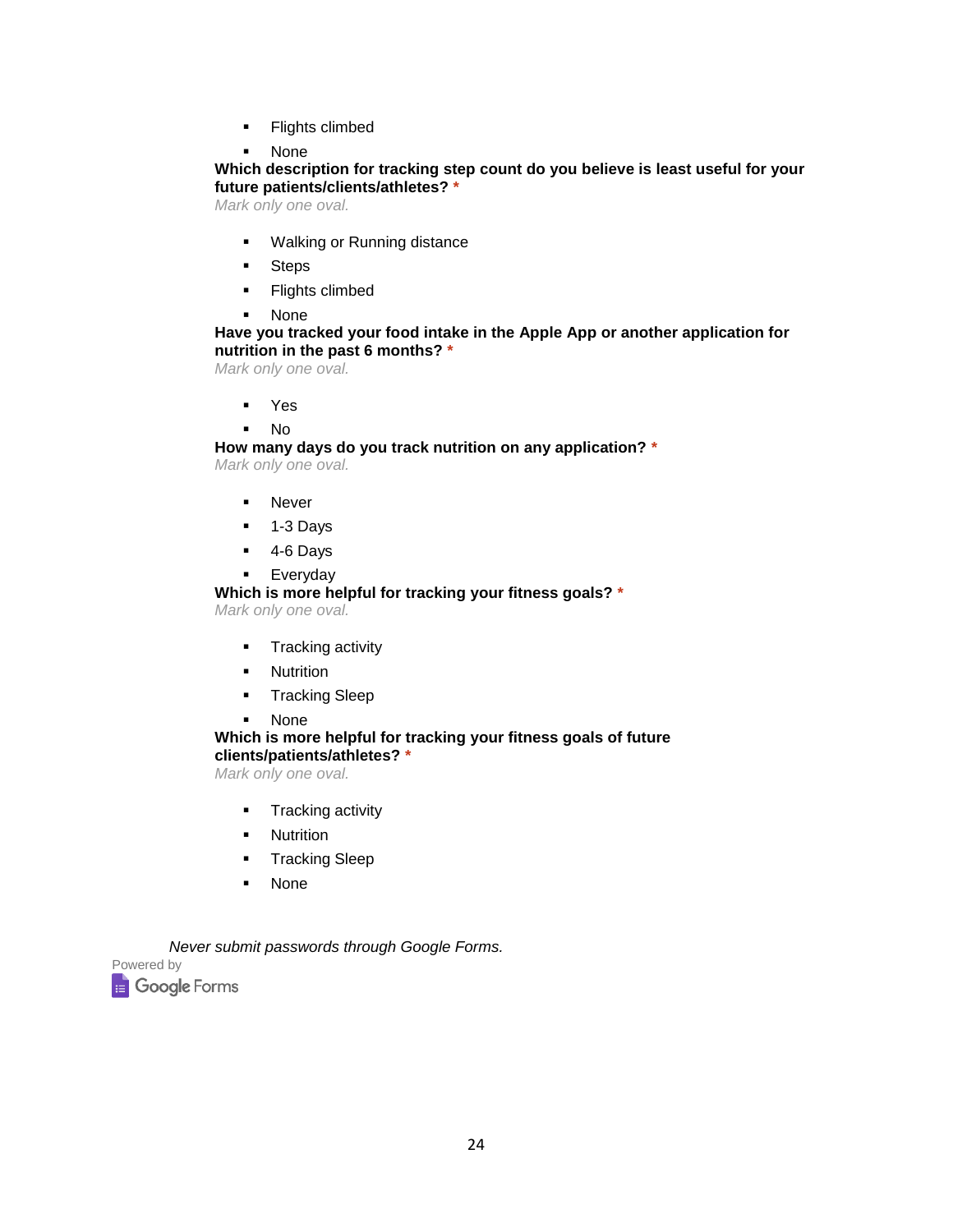- Flights climbed
- None

**Which description for tracking step count do you believe is least useful for your future patients/clients/athletes?** *

*Mark only one oval.*

- Walking or Running distance
- Steps
- Flights climbed
- None

**Have you tracked your food intake in the Apple App or another application for nutrition in the past 6 months?** *

*Mark only one oval.*

- Yes
- No

**How many days do you track nutrition on any application?** *

*Mark only one oval.*

- Never
- 1-3 Days
- 4-6 Days
- Everyday

**Which is more helpful for tracking your fitness goals?** *

*Mark only one oval.*

- Tracking activity
- Nutrition
- Tracking Sleep
- None

**Which is more helpful for tracking your fitness goals of future clients/patients/athletes?** *

*Mark only one oval.*

- Tracking activity
- Nutrition
- Tracking Sleep
- None

*Never submit passwords through Google Forms.*

Powered by Google Forms